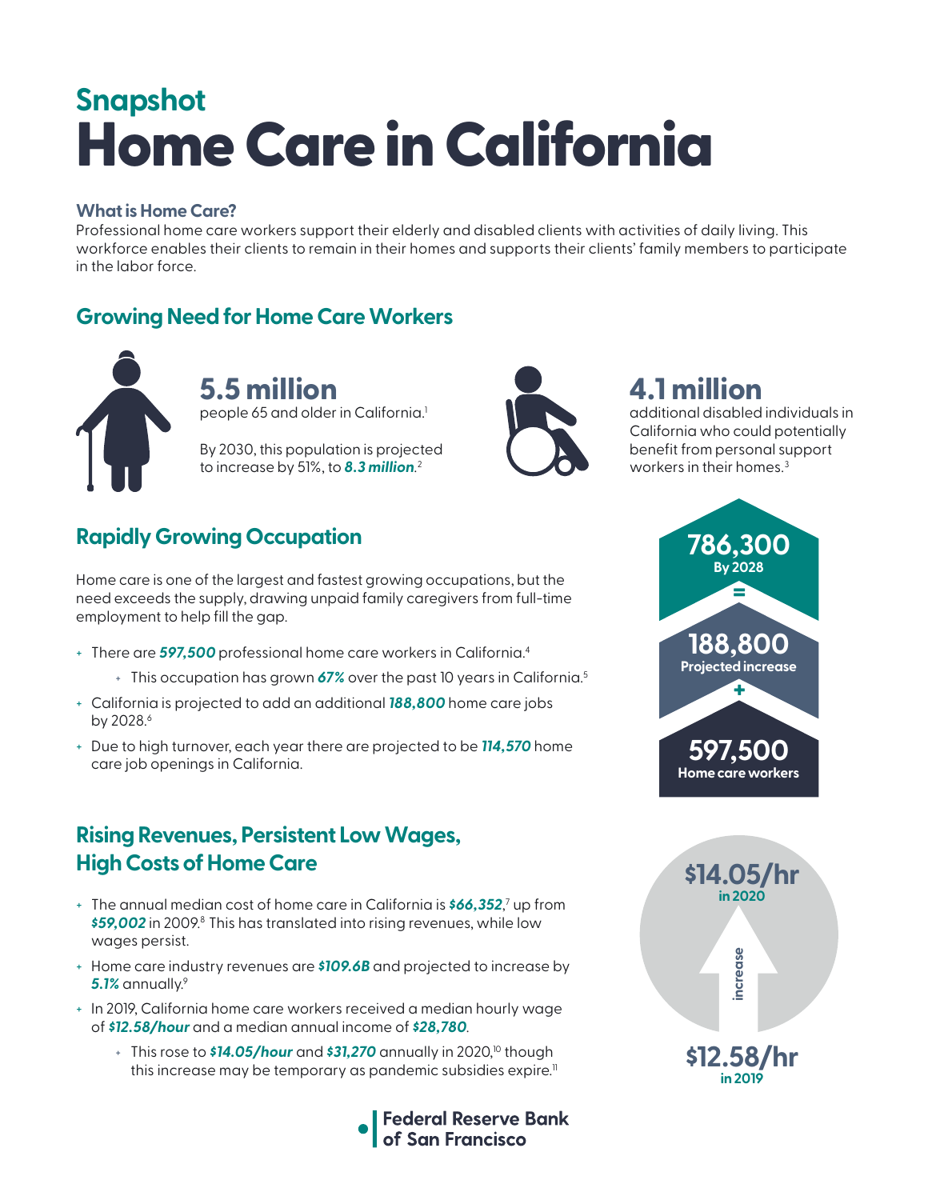## Snapshot

# Home Care in California

### What is Home Care?

Professional home care workers support their elderly and disabled clients with activities of daily living. This workforce enables their clients to remain in their homes and supports their clients' family members to participate in the labor force.

## Growing Need for Home Care Workers

**5.5 million**
people 65 and older in California.[1]

By 2030, this population is projected to increase by 51%, to ***8.3 million***.[2]

**4.1 million**
additional disabled individuals in California who could potentially benefit from personal support workers in their homes.[3]

## Rapidly Growing Occupation

Home care is one of the largest and fastest growing occupations, but the need exceeds the supply, drawing unpaid family caregivers from full-time employment to help fill the gap.

- There are ***597,500*** professional home care workers in California.[4]
  - This occupation has grown ***67%*** over the past 10 years in California.[5]
- California is projected to add an additional ***188,800*** home care jobs by 2028.[6]
- Due to high turnover, each year there are projected to be ***114,570*** home care job openings in California.

**786,300**
By 2028

=

**188,800**
Projected increase

+

**597,500**
Home care workers

## Rising Revenues, Persistent Low Wages, High Costs of Home Care

- The annual median cost of home care in California is ***$66,352***,[7] up from ***$59,002*** in 2009.[8] This has translated into rising revenues, while low wages persist.
- Home care industry revenues are ***$109.6B*** and projected to increase by ***5.1%*** annually.[9]
- In 2019, California home care workers received a median hourly wage of ***$12.58/hour*** and a median annual income of ***$28,780***.
  - This rose to ***$14.05/hour*** and ***$31,270*** annually in 2020,[10] though this increase may be temporary as pandemic subsidies expire.[11]

**$14.05/hr**
in 2020

increase

**$12.58/hr**
in 2019

Federal Reserve Bank of San Francisco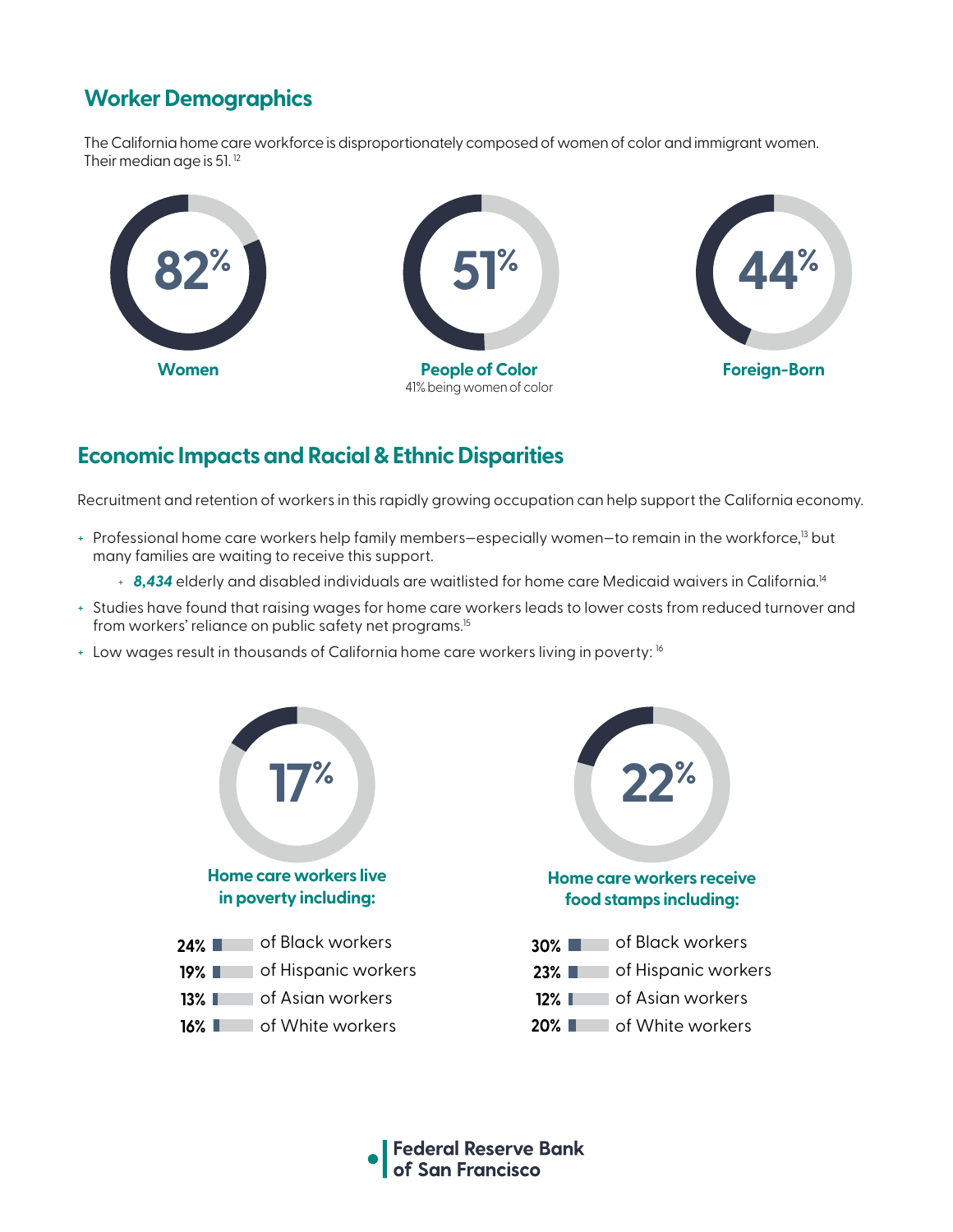## Worker Demographics

The California home care workforce is disproportionately composed of women of color and immigrant women. Their median age is 51.[12]

**82%**
**Women**

**51%**
**People of Color**
41% being women of color

**44%**
**Foreign-Born**

## Economic Impacts and Racial & Ethnic Disparities

Recruitment and retention of workers in this rapidly growing occupation can help support the California economy.

- Professional home care workers help family members—especially women—to remain in the workforce,[13] but many families are waiting to receive this support.
  - ***8,434*** elderly and disabled individuals are waitlisted for home care Medicaid waivers in California.[14]
- Studies have found that raising wages for home care workers leads to lower costs from reduced turnover and from workers' reliance on public safety net programs.[15]
- Low wages result in thousands of California home care workers living in poverty: [16]

**17%**
**Home care workers live in poverty including:**

- **24%** of Black workers
- **19%** of Hispanic workers
- **13%** of Asian workers
- **16%** of White workers

**22%**
**Home care workers receive food stamps including:**

- **30%** of Black workers
- **23%** of Hispanic workers
- **12%** of Asian workers
- **20%** of White workers

**Federal Reserve Bank of San Francisco**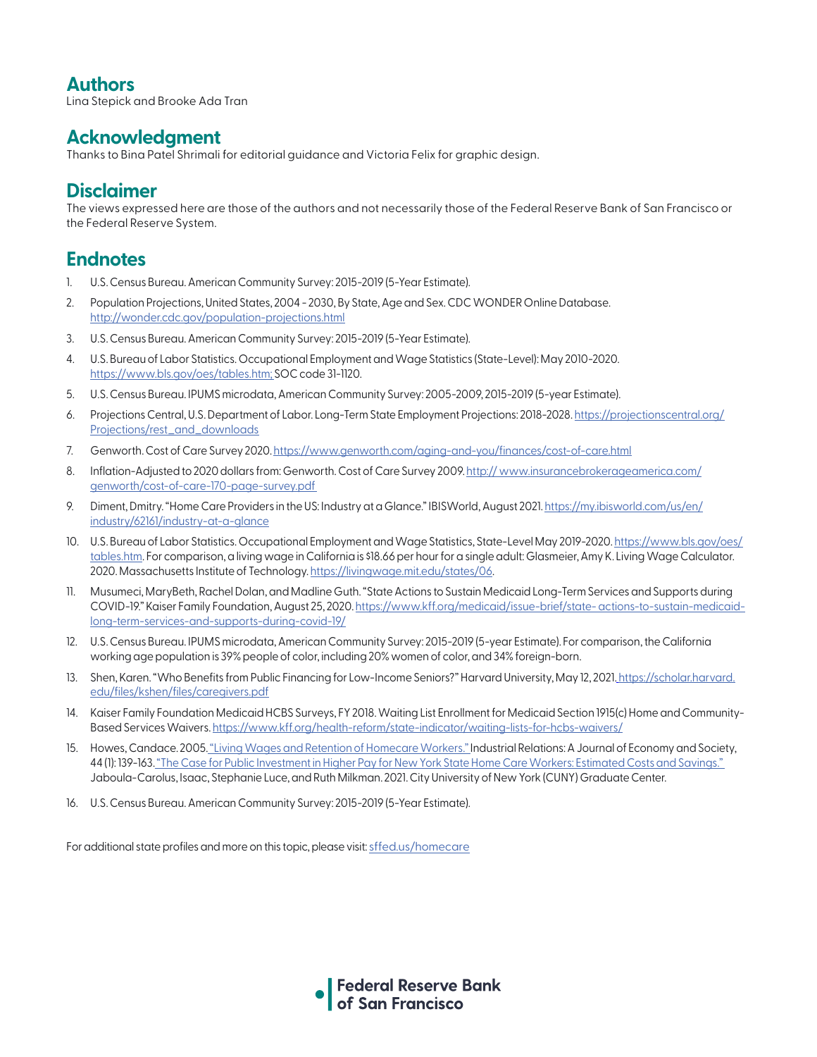## Authors

Lina Stepick and Brooke Ada Tran

## Acknowledgment

Thanks to Bina Patel Shrimali for editorial guidance and Victoria Felix for graphic design.

## Disclaimer

The views expressed here are those of the authors and not necessarily those of the Federal Reserve Bank of San Francisco or the Federal Reserve System.

## Endnotes

1. U.S. Census Bureau. American Community Survey: 2015-2019 (5-Year Estimate).
2. Population Projections, United States, 2004 - 2030, By State, Age and Sex. CDC WONDER Online Database. http://wonder.cdc.gov/population-projections.html
3. U.S. Census Bureau. American Community Survey: 2015-2019 (5-Year Estimate).
4. U.S. Bureau of Labor Statistics. Occupational Employment and Wage Statistics (State-Level): May 2010-2020. https://www.bls.gov/oes/tables.htm; SOC code 31-1120.
5. U.S. Census Bureau. IPUMS microdata, American Community Survey: 2005-2009, 2015-2019 (5-year Estimate).
6. Projections Central, U.S. Department of Labor. Long-Term State Employment Projections: 2018-2028. https://projectionscentral.org/Projections/rest_and_downloads
7. Genworth. Cost of Care Survey 2020. https://www.genworth.com/aging-and-you/finances/cost-of-care.html
8. Inflation-Adjusted to 2020 dollars from: Genworth. Cost of Care Survey 2009. http:// www.insurancebrokerageamerica.com/genworth/cost-of-care-170-page-survey.pdf
9. Diment, Dmitry. "Home Care Providers in the US: Industry at a Glance." IBISWorld, August 2021. https://my.ibisworld.com/us/en/industry/62161/industry-at-a-glance
10. U.S. Bureau of Labor Statistics. Occupational Employment and Wage Statistics, State-Level May 2019-2020. https://www.bls.gov/oes/tables.htm. For comparison, a living wage in California is $18.66 per hour for a single adult: Glasmeier, Amy K. Living Wage Calculator. 2020. Massachusetts Institute of Technology. https://livingwage.mit.edu/states/06.
11. Musumeci, MaryBeth, Rachel Dolan, and Madline Guth. "State Actions to Sustain Medicaid Long-Term Services and Supports during COVID-19." Kaiser Family Foundation, August 25, 2020. https://www.kff.org/medicaid/issue-brief/state- actions-to-sustain-medicaid-long-term-services-and-supports-during-covid-19/
12. U.S. Census Bureau. IPUMS microdata, American Community Survey: 2015-2019 (5-year Estimate). For comparison, the California working age population is 39% people of color, including 20% women of color, and 34% foreign-born.
13. Shen, Karen. "Who Benefits from Public Financing for Low-Income Seniors?" Harvard University, May 12, 2021. https://scholar.harvard.edu/files/kshen/files/caregivers.pdf
14. Kaiser Family Foundation Medicaid HCBS Surveys, FY 2018. Waiting List Enrollment for Medicaid Section 1915(c) Home and Community-Based Services Waivers. https://www.kff.org/health-reform/state-indicator/waiting-lists-for-hcbs-waivers/
15. Howes, Candace. 2005. "Living Wages and Retention of Homecare Workers." Industrial Relations: A Journal of Economy and Society, 44 (1): 139-163. "The Case for Public Investment in Higher Pay for New York State Home Care Workers: Estimated Costs and Savings." Jaboula-Carolus, Isaac, Stephanie Luce, and Ruth Milkman. 2021. City University of New York (CUNY) Graduate Center.
16. U.S. Census Bureau. American Community Survey: 2015-2019 (5-Year Estimate).

For additional state profiles and more on this topic, please visit: sffed.us/homecare

Federal Reserve Bank of San Francisco